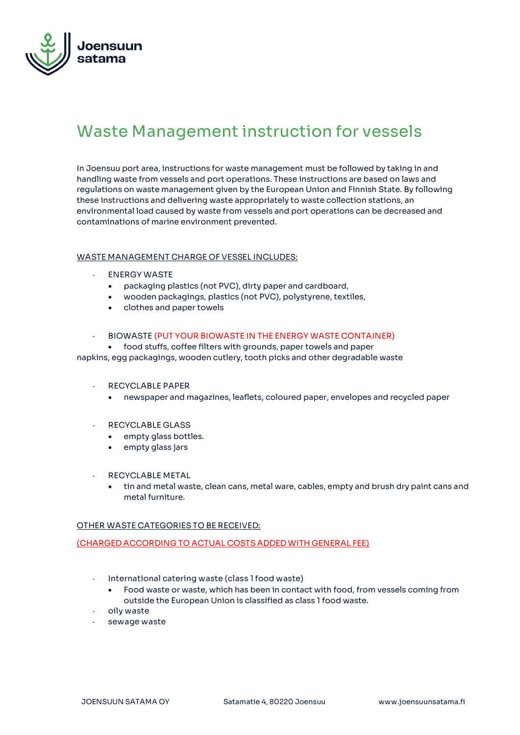Joensuun satama

# Waste Management instruction for vessels

In Joensuu port area, instructions for waste management must be followed by taking in and handling waste from vessels and port operations. These instructions are based on laws and regulations on waste management given by the European Union and Finnish State. By following these instructions and delivering waste appropriately to waste collection stations, an environmental load caused by waste from vessels and port operations can be decreased and contaminations of marine environment prevented.

<u>WASTE MANAGEMENT CHARGE OF VESSEL INCLUDES:</u>

- ENERGY WASTE
  - packaging plastics (not PVC), dirty paper and cardboard,
  - wooden packagings, plastics (not PVC), polystyrene, textiles,
  - clothes and paper towels

- BIOWASTE (PUT YOUR BIOWASTE IN THE ENERGY WASTE CONTAINER)
  - food stuffs, coffee filters with grounds, paper towels and paper napkins, egg packagings, wooden cutlery, tooth picks and other degradable waste

- RECYCLABLE PAPER
  - newspaper and magazines, leaflets, coloured paper, envelopes and recycled paper

- RECYCLABLE GLASS
  - empty glass bottles.
  - empty glass jars

- RECYCLABLE METAL
  - tin and metal waste, clean cans, metal ware, cables, empty and brush dry paint cans and metal furniture.

<u>OTHER WASTE CATEGORIES TO BE RECEIVED:</u>

<u>(CHARGED ACCORDING TO ACTUAL COSTS ADDED WITH GENERAL FEE)</u>

- International catering waste (class 1 food waste)
  - Food waste or waste, which has been in contact with food, from vessels coming from outside the European Union is classified as class 1 food waste.
- oily waste
- sewage waste

JOENSUUN SATAMA OY Satamatie 4, 80220 Joensuu www.joensuunsatama.fi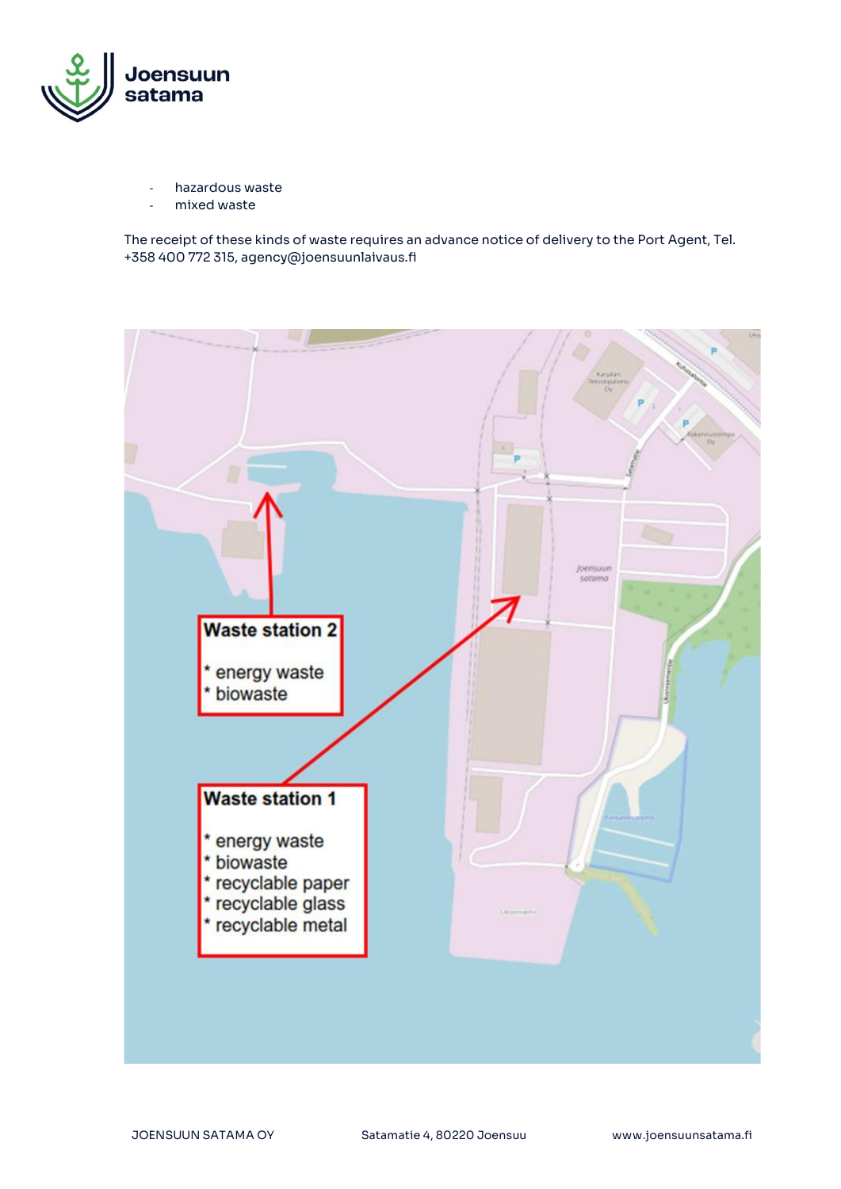- hazardous waste
- mixed waste

The receipt of these kinds of waste requires an advance notice of delivery to the Port Agent, Tel. +358 400 772 315, agency@joensuunlaivaus.fi

Waste station 2

* energy waste
* biowaste

Waste station 1

* energy waste
* biowaste
* recyclable paper
* recyclable glass
* recyclable metal